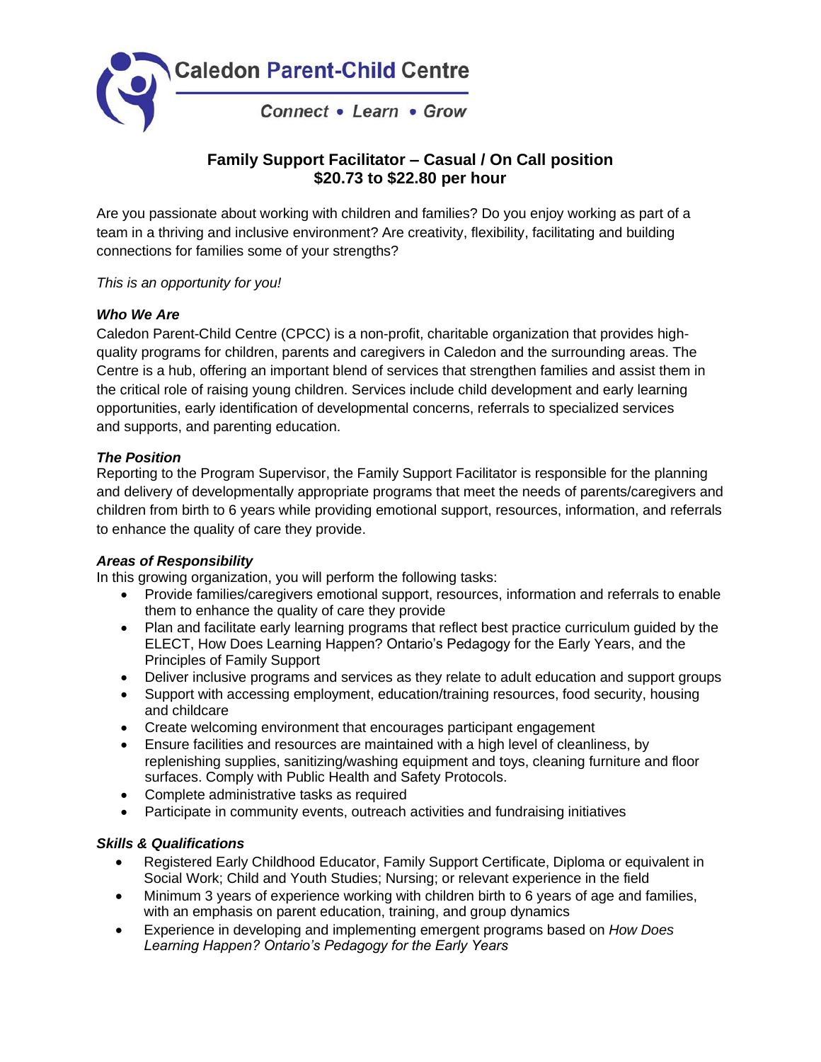Caledon Parent-Child Centre

Connect • Learn • Grow

# Family Support Facilitator – Casual / On Call position
## $20.73 to $22.80 per hour

Are you passionate about working with children and families? Do you enjoy working as part of a team in a thriving and inclusive environment? Are creativity, flexibility, facilitating and building connections for families some of your strengths?

*This is an opportunity for you!*

### *Who We Are*

Caledon Parent-Child Centre (CPCC) is a non-profit, charitable organization that provides high-quality programs for children, parents and caregivers in Caledon and the surrounding areas. The Centre is a hub, offering an important blend of services that strengthen families and assist them in the critical role of raising young children. Services include child development and early learning opportunities, early identification of developmental concerns, referrals to specialized services and supports, and parenting education.

### *The Position*

Reporting to the Program Supervisor, the Family Support Facilitator is responsible for the planning and delivery of developmentally appropriate programs that meet the needs of parents/caregivers and children from birth to 6 years while providing emotional support, resources, information, and referrals to enhance the quality of care they provide.

### *Areas of Responsibility*

In this growing organization, you will perform the following tasks:

- Provide families/caregivers emotional support, resources, information and referrals to enable them to enhance the quality of care they provide
- Plan and facilitate early learning programs that reflect best practice curriculum guided by the ELECT, How Does Learning Happen? Ontario's Pedagogy for the Early Years, and the Principles of Family Support
- Deliver inclusive programs and services as they relate to adult education and support groups
- Support with accessing employment, education/training resources, food security, housing and childcare
- Create welcoming environment that encourages participant engagement
- Ensure facilities and resources are maintained with a high level of cleanliness, by replenishing supplies, sanitizing/washing equipment and toys, cleaning furniture and floor surfaces. Comply with Public Health and Safety Protocols.
- Complete administrative tasks as required
- Participate in community events, outreach activities and fundraising initiatives

### *Skills & Qualifications*

- Registered Early Childhood Educator, Family Support Certificate, Diploma or equivalent in Social Work; Child and Youth Studies; Nursing; or relevant experience in the field
- Minimum 3 years of experience working with children birth to 6 years of age and families, with an emphasis on parent education, training, and group dynamics
- Experience in developing and implementing emergent programs based on *How Does Learning Happen? Ontario's Pedagogy for the Early Years*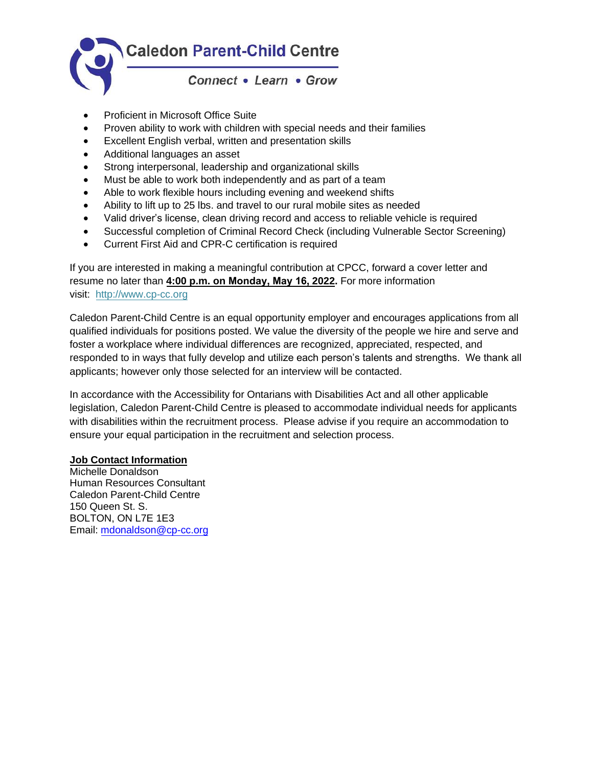- Proficient in Microsoft Office Suite
- Proven ability to work with children with special needs and their families
- Excellent English verbal, written and presentation skills
- Additional languages an asset
- Strong interpersonal, leadership and organizational skills
- Must be able to work both independently and as part of a team
- Able to work flexible hours including evening and weekend shifts
- Ability to lift up to 25 lbs. and travel to our rural mobile sites as needed
- Valid driver's license, clean driving record and access to reliable vehicle is required
- Successful completion of Criminal Record Check (including Vulnerable Sector Screening)
- Current First Aid and CPR-C certification is required

If you are interested in making a meaningful contribution at CPCC, forward a cover letter and resume no later than **4:00 p.m. on Monday, May 16, 2022.** For more information visit: [http://www.cp-cc.org](http://www.cp-cc.org)

Caledon Parent-Child Centre is an equal opportunity employer and encourages applications from all qualified individuals for positions posted. We value the diversity of the people we hire and serve and foster a workplace where individual differences are recognized, appreciated, respected, and responded to in ways that fully develop and utilize each person's talents and strengths. We thank all applicants; however only those selected for an interview will be contacted.

In accordance with the Accessibility for Ontarians with Disabilities Act and all other applicable legislation, Caledon Parent-Child Centre is pleased to accommodate individual needs for applicants with disabilities within the recruitment process. Please advise if you require an accommodation to ensure your equal participation in the recruitment and selection process.

**Job Contact Information**
Michelle Donaldson
Human Resources Consultant
Caledon Parent-Child Centre
150 Queen St. S.
BOLTON, ON L7E 1E3
Email: [mdonaldson@cp-cc.org](mailto:mdonaldson@cp-cc.org)